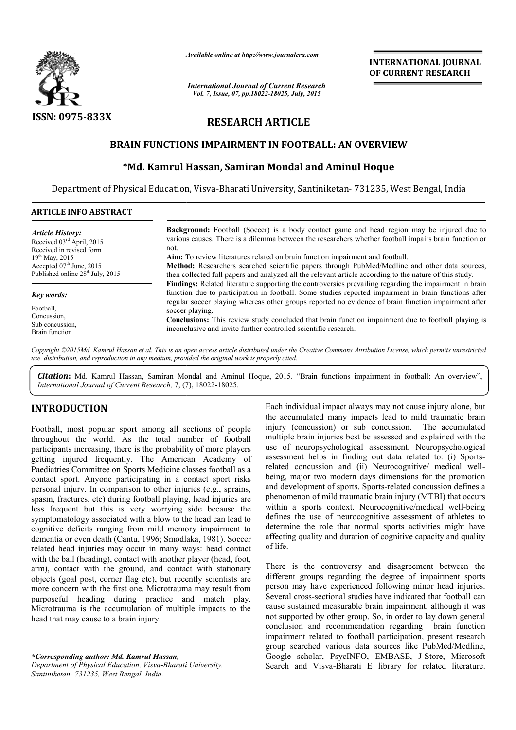ISSN: 0975-833X

*Available online at http://www.journalcra.com*

*International Journal of Current Research*
*Vol. 7, Issue, 07, pp.18022-18025, July, 2015*

**INTERNATIONAL JOURNAL OF CURRENT RESEARCH**

# RESEARCH ARTICLE

## BRAIN FUNCTIONS IMPAIRMENT IN FOOTBALL: AN OVERVIEW

**\*Md. Kamrul Hassan, Samiran Mondal and Aminul Hoque**

Department of Physical Education, Visva-Bharati University, Santiniketan- 731235, West Bengal, India

**ARTICLE INFO ABSTRACT**

*Article History:*
Received 03rd April, 2015
Received in revised form 19th May, 2015
Accepted 07th June, 2015
Published online 28th July, 2015

*Key words:*
Football,
Concussion,
Sub concussion,
Brain function

**Background:** Football (Soccer) is a body contact game and head region may be injured due to various causes. There is a dilemma between the researchers whether football impairs brain function or not.

**Aim:** To review literatures related on brain function impairment and football.

**Method:** Researchers searched scientific papers through PubMed/Medline and other data sources, then collected full papers and analyzed all the relevant article according to the nature of this study.

**Findings:** Related literature supporting the controversies prevailing regarding the impairment in brain function due to participation in football. Some studies reported impairment in brain functions after regular soccer playing whereas other groups reported no evidence of brain function impairment after soccer playing.

**Conclusions:** This review study concluded that brain function impairment due to football playing is inconclusive and invite further controlled scientific research.

*Copyright ©2015Md. Kamrul Hassan et al. This is an open access article distributed under the Creative Commons Attribution License, which permits unrestricted use, distribution, and reproduction in any medium, provided the original work is properly cited.*

***Citation*:** Md. Kamrul Hassan, Samiran Mondal and Aminul Hoque, 2015. "Brain functions impairment in football: An overview", *International Journal of Current Research,* 7, (7), 18022-18025.

## INTRODUCTION

Football, most popular sport among all sections of people throughout the world. As the total number of football participants increasing, there is the probability of more players getting injured frequently. The American Academy of Paediatries Committee on Sports Medicine classes football as a contact sport. Anyone participating in a contact sport risks personal injury. In comparison to other injuries (e.g., sprains, spasm, fractures, etc) during football playing, head injuries are less frequent but this is very worrying side because the symptomatology associated with a blow to the head can lead to cognitive deficits ranging from mild memory impairment to dementia or even death (Cantu, 1996; Smodlaka, 1981). Soccer related head injuries may occur in many ways: head contact with the ball (heading), contact with another player (head, foot, arm), contact with the ground, and contact with stationary objects (goal post, corner flag etc), but recently scientists are more concern with the first one. Microtrauma may result from purposeful heading during practice and match play. Microtrauma is the accumulation of multiple impacts to the head that may cause to a brain injury.

Each individual impact always may not cause injury alone, but the accumulated many impacts lead to mild traumatic brain injury (concussion) or sub concussion. The accumulated multiple brain injuries best be assessed and explained with the use of neuropsychological assessment. Neuropsychological assessment helps in finding out data related to: (i) Sports-related concussion and (ii) Neurocognitive/ medical well-being, major two modern days dimensions for the promotion and development of sports. Sports-related concussion defines a phenomenon of mild traumatic brain injury (MTBI) that occurs within a sports context. Neurocognitive/medical well-being defines the use of neurocognitive assessment of athletes to determine the role that normal sports activities might have affecting quality and duration of cognitive capacity and quality of life.

There is the controversy and disagreement between the different groups regarding the degree of impairment sports person may have experienced following minor head injuries. Several cross-sectional studies have indicated that football can cause sustained measurable brain impairment, although it was not supported by other group. So, in order to lay down general conclusion and recommendation regarding brain function impairment related to football participation, present research group searched various data sources like PubMed/Medline, Google scholar, PsycINFO, EMBASE, J-Store, Microsoft Search and Visva-Bharati E library for related literature.

*\*Corresponding author: Md. Kamrul Hassan,*
*Department of Physical Education, Visva-Bharati University, Santiniketan- 731235, West Bengal, India.*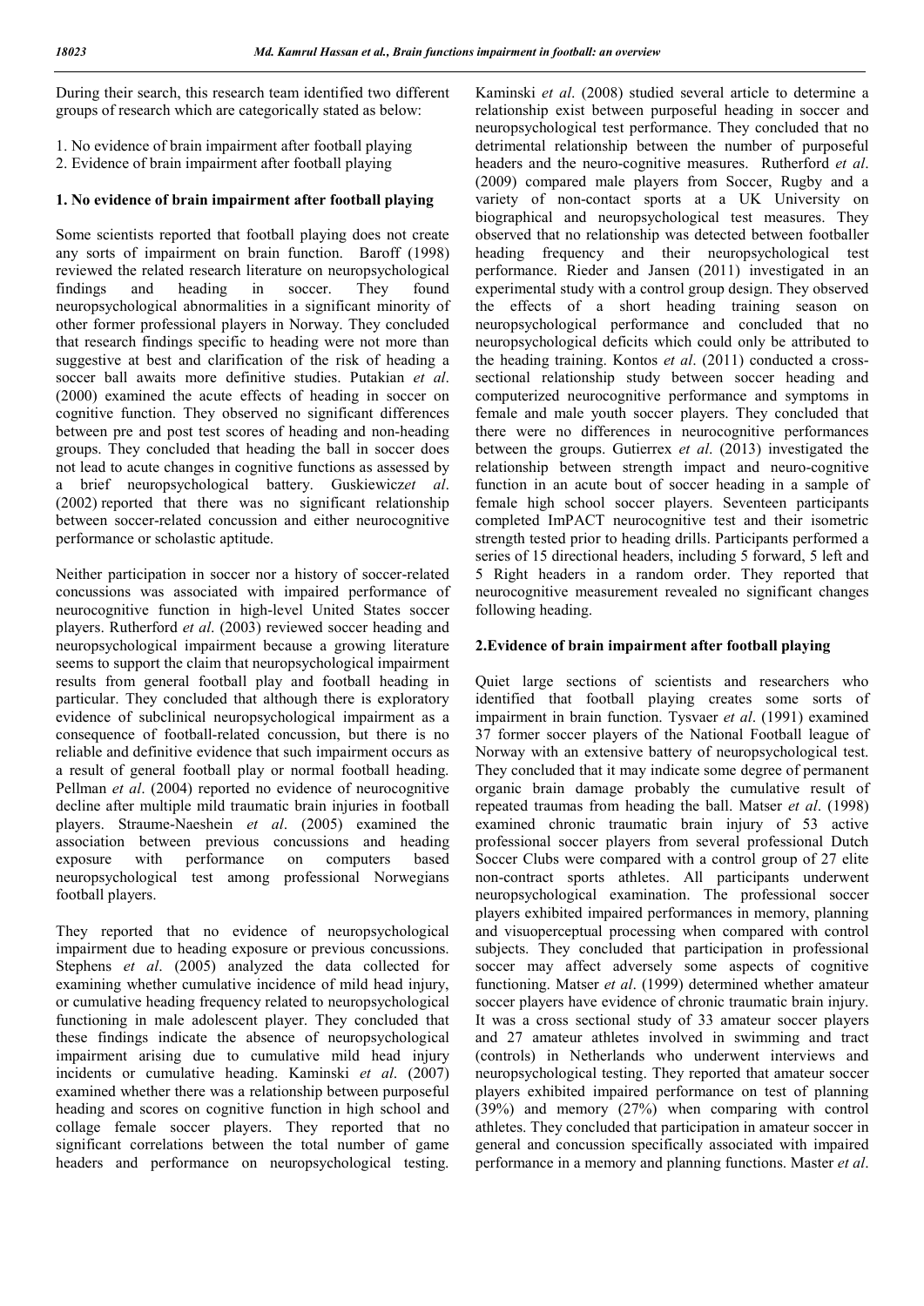During their search, this research team identified two different groups of research which are categorically stated as below:

1. No evidence of brain impairment after football playing
2. Evidence of brain impairment after football playing

## 1. No evidence of brain impairment after football playing

Some scientists reported that football playing does not create any sorts of impairment on brain function. Baroff (1998) reviewed the related research literature on neuropsychological findings and heading in soccer. They found neuropsychological abnormalities in a significant minority of other former professional players in Norway. They concluded that research findings specific to heading were not more than suggestive at best and clarification of the risk of heading a soccer ball awaits more definitive studies. Putakian *et al*. (2000) examined the acute effects of heading in soccer on cognitive function. They observed no significant differences between pre and post test scores of heading and non-heading groups. They concluded that heading the ball in soccer does not lead to acute changes in cognitive functions as assessed by a brief neuropsychological battery. Guskiewicz*et al*. (2002) reported that there was no significant relationship between soccer-related concussion and either neurocognitive performance or scholastic aptitude.

Neither participation in soccer nor a history of soccer-related concussions was associated with impaired performance of neurocognitive function in high-level United States soccer players. Rutherford *et al*. (2003) reviewed soccer heading and neuropsychological impairment because a growing literature seems to support the claim that neuropsychological impairment results from general football play and football heading in particular. They concluded that although there is exploratory evidence of subclinical neuropsychological impairment as a consequence of football-related concussion, but there is no reliable and definitive evidence that such impairment occurs as a result of general football play or normal football heading. Pellman *et al*. (2004) reported no evidence of neurocognitive decline after multiple mild traumatic brain injuries in football players. Straume-Naeshein *et al*. (2005) examined the association between previous concussions and heading exposure with performance on computers based neuropsychological test among professional Norwegians football players.

They reported that no evidence of neuropsychological impairment due to heading exposure or previous concussions. Stephens *et al*. (2005) analyzed the data collected for examining whether cumulative incidence of mild head injury, or cumulative heading frequency related to neuropsychological functioning in male adolescent player. They concluded that these findings indicate the absence of neuropsychological impairment arising due to cumulative mild head injury incidents or cumulative heading. Kaminski *et al*. (2007) examined whether there was a relationship between purposeful heading and scores on cognitive function in high school and collage female soccer players. They reported that no significant correlations between the total number of game headers and performance on neuropsychological testing. Kaminski *et al*. (2008) studied several article to determine a relationship exist between purposeful heading in soccer and neuropsychological test performance. They concluded that no detrimental relationship between the number of purposeful headers and the neuro-cognitive measures. Rutherford *et al*. (2009) compared male players from Soccer, Rugby and a variety of non-contact sports at a UK University on biographical and neuropsychological test measures. They observed that no relationship was detected between footballer heading frequency and their neuropsychological test performance. Rieder and Jansen (2011) investigated in an experimental study with a control group design. They observed the effects of a short heading training season on neuropsychological performance and concluded that no neuropsychological deficits which could only be attributed to the heading training. Kontos *et al*. (2011) conducted a cross-sectional relationship study between soccer heading and computerized neurocognitive performance and symptoms in female and male youth soccer players. They concluded that there were no differences in neurocognitive performances between the groups. Gutierrex *et al*. (2013) investigated the relationship between strength impact and neuro-cognitive function in an acute bout of soccer heading in a sample of female high school soccer players. Seventeen participants completed ImPACT neurocognitive test and their isometric strength tested prior to heading drills. Participants performed a series of 15 directional headers, including 5 forward, 5 left and 5 Right headers in a random order. They reported that neurocognitive measurement revealed no significant changes following heading.

## 2.Evidence of brain impairment after football playing

Quiet large sections of scientists and researchers who identified that football playing creates some sorts of impairment in brain function. Tysvaer *et al*. (1991) examined 37 former soccer players of the National Football league of Norway with an extensive battery of neuropsychological test. They concluded that it may indicate some degree of permanent organic brain damage probably the cumulative result of repeated traumas from heading the ball. Matser *et al*. (1998) examined chronic traumatic brain injury of 53 active professional soccer players from several professional Dutch Soccer Clubs were compared with a control group of 27 elite non-contract sports athletes. All participants underwent neuropsychological examination. The professional soccer players exhibited impaired performances in memory, planning and visuoperceptual processing when compared with control subjects. They concluded that participation in professional soccer may affect adversely some aspects of cognitive functioning. Matser *et al*. (1999) determined whether amateur soccer players have evidence of chronic traumatic brain injury. It was a cross sectional study of 33 amateur soccer players and 27 amateur athletes involved in swimming and tract (controls) in Netherlands who underwent interviews and neuropsychological testing. They reported that amateur soccer players exhibited impaired performance on test of planning (39%) and memory (27%) when comparing with control athletes. They concluded that participation in amateur soccer in general and concussion specifically associated with impaired performance in a memory and planning functions. Master *et al*.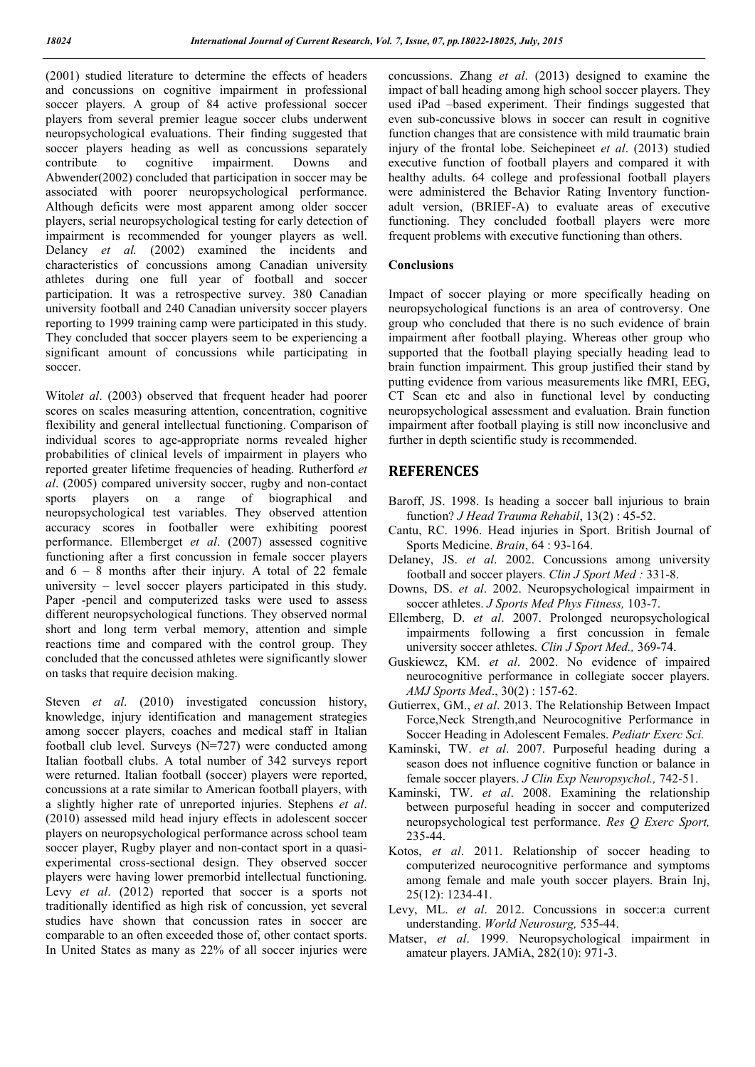(2001) studied literature to determine the effects of headers and concussions on cognitive impairment in professional soccer players. A group of 84 active professional soccer players from several premier league soccer clubs underwent neuropsychological evaluations. Their finding suggested that soccer players heading as well as concussions separately contribute to cognitive impairment. Downs and Abwender(2002) concluded that participation in soccer may be associated with poorer neuropsychological performance. Although deficits were most apparent among older soccer players, serial neuropsychological testing for early detection of impairment is recommended for younger players as well. Delancy *et al.* (2002) examined the incidents and characteristics of concussions among Canadian university athletes during one full year of football and soccer participation. It was a retrospective survey. 380 Canadian university football and 240 Canadian university soccer players reporting to 1999 training camp were participated in this study. They concluded that soccer players seem to be experiencing a significant amount of concussions while participating in soccer.

Witol*et al*. (2003) observed that frequent header had poorer scores on scales measuring attention, concentration, cognitive flexibility and general intellectual functioning. Comparison of individual scores to age-appropriate norms revealed higher probabilities of clinical levels of impairment in players who reported greater lifetime frequencies of heading. Rutherford *et al*. (2005) compared university soccer, rugby and non-contact sports players on a range of biographical and neuropsychological test variables. They observed attention accuracy scores in footballer were exhibiting poorest performance. Ellemberget *et al*. (2007) assessed cognitive functioning after a first concussion in female soccer players and 6 – 8 months after their injury. A total of 22 female university – level soccer players participated in this study. Paper -pencil and computerized tasks were used to assess different neuropsychological functions. They observed normal short and long term verbal memory, attention and simple reactions time and compared with the control group. They concluded that the concussed athletes were significantly slower on tasks that require decision making.

Steven *et al*. (2010) investigated concussion history, knowledge, injury identification and management strategies among soccer players, coaches and medical staff in Italian football club level. Surveys (N=727) were conducted among Italian football clubs. A total number of 342 surveys report were returned. Italian football (soccer) players were reported, concussions at a rate similar to American football players, with a slightly higher rate of unreported injuries. Stephens *et al*. (2010) assessed mild head injury effects in adolescent soccer players on neuropsychological performance across school team soccer player, Rugby player and non-contact sport in a quasi-experimental cross-sectional design. They observed soccer players were having lower premorbid intellectual functioning. Levy *et al*. (2012) reported that soccer is a sports not traditionally identified as high risk of concussion, yet several studies have shown that concussion rates in soccer are comparable to an often exceeded those of, other contact sports. In United States as many as 22% of all soccer injuries were concussions. Zhang *et al*. (2013) designed to examine the impact of ball heading among high school soccer players. They used iPad –based experiment. Their findings suggested that even sub-concussive blows in soccer can result in cognitive function changes that are consistence with mild traumatic brain injury of the frontal lobe. Seichepineet *et al*. (2013) studied executive function of football players and compared it with healthy adults. 64 college and professional football players were administered the Behavior Rating Inventory function-adult version, (BRIEF-A) to evaluate areas of executive functioning. They concluded football players were more frequent problems with executive functioning than others.

**Conclusions**

Impact of soccer playing or more specifically heading on neuropsychological functions is an area of controversy. One group who concluded that there is no such evidence of brain impairment after football playing. Whereas other group who supported that the football playing specially heading lead to brain function impairment. This group justified their stand by putting evidence from various measurements like fMRI, EEG, CT Scan etc and also in functional level by conducting neuropsychological assessment and evaluation. Brain function impairment after football playing is still now inconclusive and further in depth scientific study is recommended.

## REFERENCES

Baroff, JS. 1998. Is heading a soccer ball injurious to brain function? *J Head Trauma Rehabil*, 13(2) : 45-52.

Cantu, RC. 1996. Head injuries in Sport. British Journal of Sports Medicine. *Brain*, 64 : 93-164.

Delaney, JS. *et al*. 2002. Concussions among university football and soccer players. *Clin J Sport Med :* 331-8.

Downs, DS. *et al*. 2002. Neuropsychological impairment in soccer athletes. *J Sports Med Phys Fitness,* 103-7.

Ellemberg, D. *et al*. 2007. Prolonged neuropsychological impairments following a first concussion in female university soccer athletes. *Clin J Sport Med.,* 369-74.

Guskiewcz, KM. *et al*. 2002. No evidence of impaired neurocognitive performance in collegiate soccer players. *AMJ Sports Med*., 30(2) : 157-62.

Gutierrex, GM., *et al*. 2013. The Relationship Between Impact Force,Neck Strength,and Neurocognitive Performance in Soccer Heading in Adolescent Females. *Pediatr Exerc Sci.*

Kaminski, TW. *et al*. 2007. Purposeful heading during a season does not influence cognitive function or balance in female soccer players. *J Clin Exp Neuropsychol.,* 742-51.

Kaminski, TW. *et al*. 2008. Examining the relationship between purposeful heading in soccer and computerized neuropsychological test performance. *Res Q Exerc Sport,* 235-44.

Kotos, *et al*. 2011. Relationship of soccer heading to computerized neurocognitive performance and symptoms among female and male youth soccer players. Brain Inj, 25(12): 1234-41.

Levy, ML. *et al*. 2012. Concussions in soccer:a current understanding. *World Neurosurg,* 535-44.

Matser, *et al*. 1999. Neuropsychological impairment in amateur players. JAMiA, 282(10): 971-3.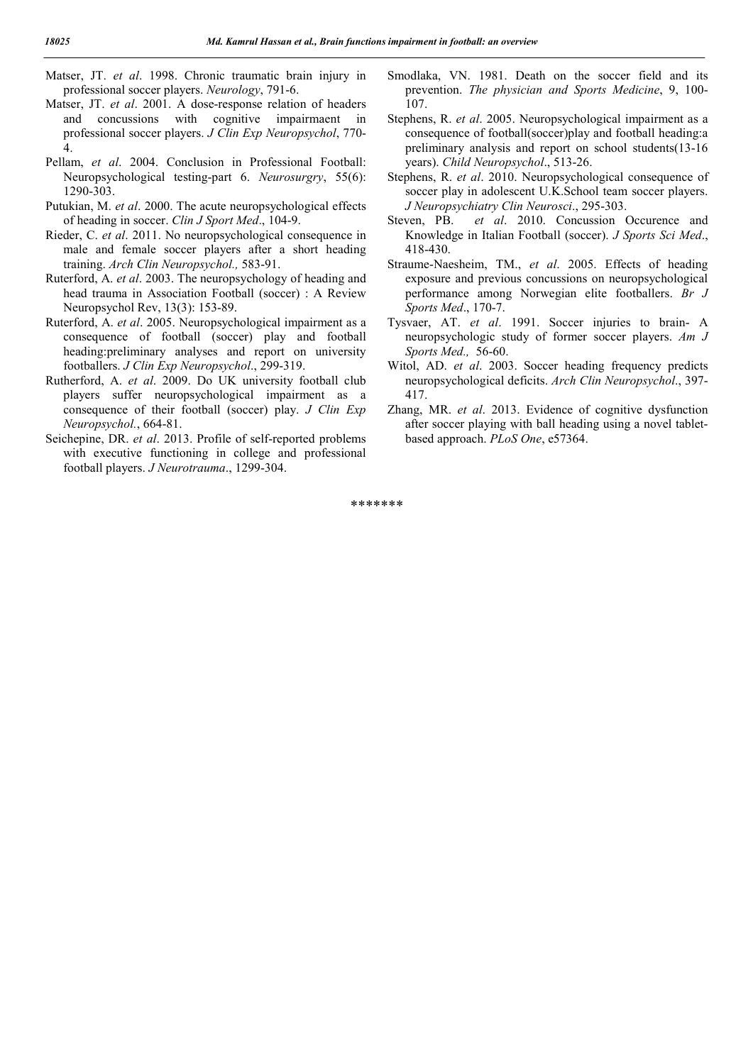Matser, JT. *et al*. 1998. Chronic traumatic brain injury in professional soccer players. *Neurology*, 791-6.

Matser, JT. *et al*. 2001. A dose-response relation of headers and concussions with cognitive impairmaent in professional soccer players. *J Clin Exp Neuropsychol*, 770-4.

Pellam, *et al*. 2004. Conclusion in Professional Football: Neuropsychological testing-part 6. *Neurosurgry*, 55(6): 1290-303.

Putukian, M. *et al*. 2000. The acute neuropsychological effects of heading in soccer. *Clin J Sport Med*., 104-9.

Rieder, C. *et al*. 2011. No neuropsychological consequence in male and female soccer players after a short heading training. *Arch Clin Neuropsychol.,* 583-91.

Ruterford, A. *et al*. 2003. The neuropsychology of heading and head trauma in Association Football (soccer) : A Review Neuropsychol Rev, 13(3): 153-89.

Ruterford, A. *et al*. 2005. Neuropsychological impairment as a consequence of football (soccer) play and football heading:preliminary analyses and report on university footballers. *J Clin Exp Neuropsychol*., 299-319.

Rutherford, A. *et al*. 2009. Do UK university football club players suffer neuropsychological impairment as a consequence of their football (soccer) play. *J Clin Exp Neuropsychol.*, 664-81.

Seichepine, DR. *et al*. 2013. Profile of self-reported problems with executive functioning in college and professional football players. *J Neurotrauma*., 1299-304.

Smodlaka, VN. 1981. Death on the soccer field and its prevention. *The physician and Sports Medicine*, 9, 100-107.

Stephens, R. *et al*. 2005. Neuropsychological impairment as a consequence of football(soccer)play and football heading:a preliminary analysis and report on school students(13-16 years). *Child Neuropsychol*., 513-26.

Stephens, R. *et al*. 2010. Neuropsychological consequence of soccer play in adolescent U.K.School team soccer players. *J Neuropsychiatry Clin Neurosci*., 295-303.

Steven, PB. *et al*. 2010. Concussion Occurence and Knowledge in Italian Football (soccer). *J Sports Sci Med*., 418-430.

Straume-Naesheim, TM., *et al*. 2005. Effects of heading exposure and previous concussions on neuropsychological performance among Norwegian elite footballers. *Br J Sports Med*., 170-7.

Tysvaer, AT. *et al*. 1991. Soccer injuries to brain- A neuropsychologic study of former soccer players. *Am J Sports Med.,* 56-60.

Witol, AD. *et al*. 2003. Soccer heading frequency predicts neuropsychological deficits. *Arch Clin Neuropsychol*., 397-417.

Zhang, MR. *et al*. 2013. Evidence of cognitive dysfunction after soccer playing with ball heading using a novel tablet-based approach. *PLoS One*, e57364.

*******